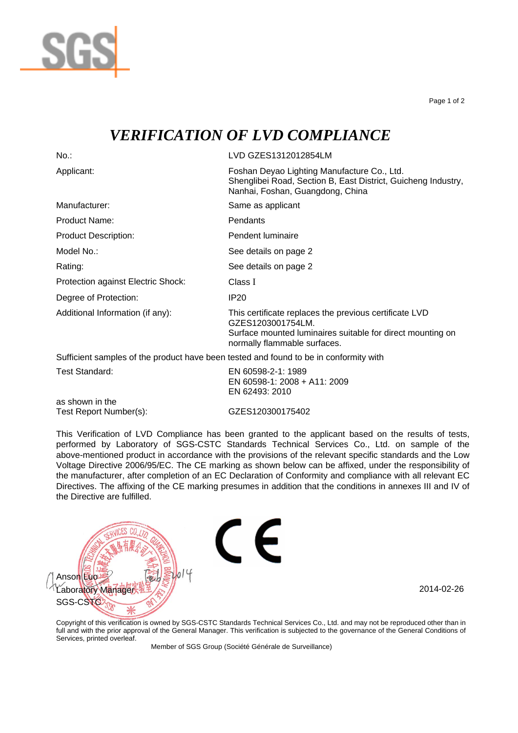# *VERIFICATION OF LVD COMPLIANCE*

| | |
|---|---|
| No.: | LVD GZES1312012854LM |
| Applicant: | Foshan Deyao Lighting Manufacture Co., Ltd.<br>Shenglibei Road, Section B, East District, Guicheng Industry, Nanhai, Foshan, Guangdong, China |
| Manufacturer: | Same as applicant |
| Product Name: | Pendants |
| Product Description: | Pendent luminaire |
| Model No.: | See details on page 2 |
| Rating: | See details on page 2 |
| Protection against Electric Shock: | Class I |
| Degree of Protection: | IP20 |
| Additional Information (if any): | This certificate replaces the previous certificate LVD GZES1203001754LM.<br>Surface mounted luminaires suitable for direct mounting on normally flammable surfaces. |

Sufficient samples of the product have been tested and found to be in conformity with

| | |
|---|---|
| Test Standard: | EN 60598-2-1: 1989<br>EN 60598-1: 2008 + A11: 2009<br>EN 62493: 2010 |
| as shown in the<br>Test Report Number(s): | GZES120300175402 |

This Verification of LVD Compliance has been granted to the applicant based on the results of tests, performed by Laboratory of SGS-CSTC Standards Technical Services Co., Ltd. on sample of the above-mentioned product in accordance with the provisions of the relevant specific standards and the Low Voltage Directive 2006/95/EC. The CE marking as shown below can be affixed, under the responsibility of the manufacturer, after completion of an EC Declaration of Conformity and compliance with all relevant EC Directives. The affixing of the CE marking presumes in addition that the conditions in annexes III and IV of the Directive are fulfilled.

CE

Anson Luo
Laboratory Manager
SGS-CSTC

2014-02-26

Copyright of this verification is owned by SGS-CSTC Standards Technical Services Co., Ltd. and may not be reproduced other than in full and with the prior approval of the General Manager. This verification is subjected to the governance of the General Conditions of Services, printed overleaf.

Member of SGS Group (Société Générale de Surveillance)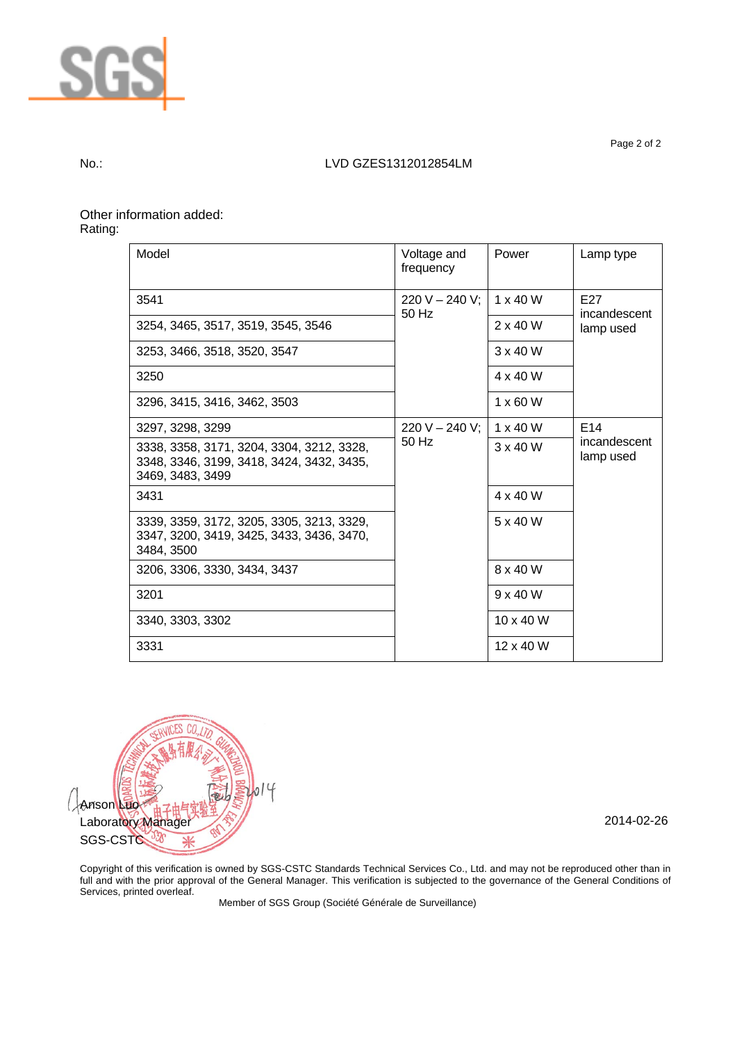No.: LVD GZES1312012854LM

Other information added:
Rating:

| Model | Voltage and frequency | Power | Lamp type |
|---|---|---|---|
| 3541 | 220 V – 240 V; 50 Hz | 1 x 40 W | E27 incandescent lamp used |
| 3254, 3465, 3517, 3519, 3545, 3546 | | 2 x 40 W | |
| 3253, 3466, 3518, 3520, 3547 | | 3 x 40 W | |
| 3250 | | 4 x 40 W | |
| 3296, 3415, 3416, 3462, 3503 | | 1 x 60 W | |
| 3297, 3298, 3299 | 220 V – 240 V; 50 Hz | 1 x 40 W | E14 incandescent lamp used |
| 3338, 3358, 3171, 3204, 3304, 3212, 3328, 3348, 3346, 3199, 3418, 3424, 3432, 3435, 3469, 3483, 3499 | | 3 x 40 W | |
| 3431 | | 4 x 40 W | |
| 3339, 3359, 3172, 3205, 3305, 3213, 3329, 3347, 3200, 3419, 3425, 3433, 3436, 3470, 3484, 3500 | | 5 x 40 W | |
| 3206, 3306, 3330, 3434, 3437 | | 8 x 40 W | |
| 3201 | | 9 x 40 W | |
| 3340, 3303, 3302 | | 10 x 40 W | |
| 3331 | | 12 x 40 W | |

Anson Luo
Laboratory Manager
SGS-CSTC

2014-02-26

Copyright of this verification is owned by SGS-CSTC Standards Technical Services Co., Ltd. and may not be reproduced other than in full and with the prior approval of the General Manager. This verification is subjected to the governance of the General Conditions of Services, printed overleaf.

Member of SGS Group (Société Générale de Surveillance)